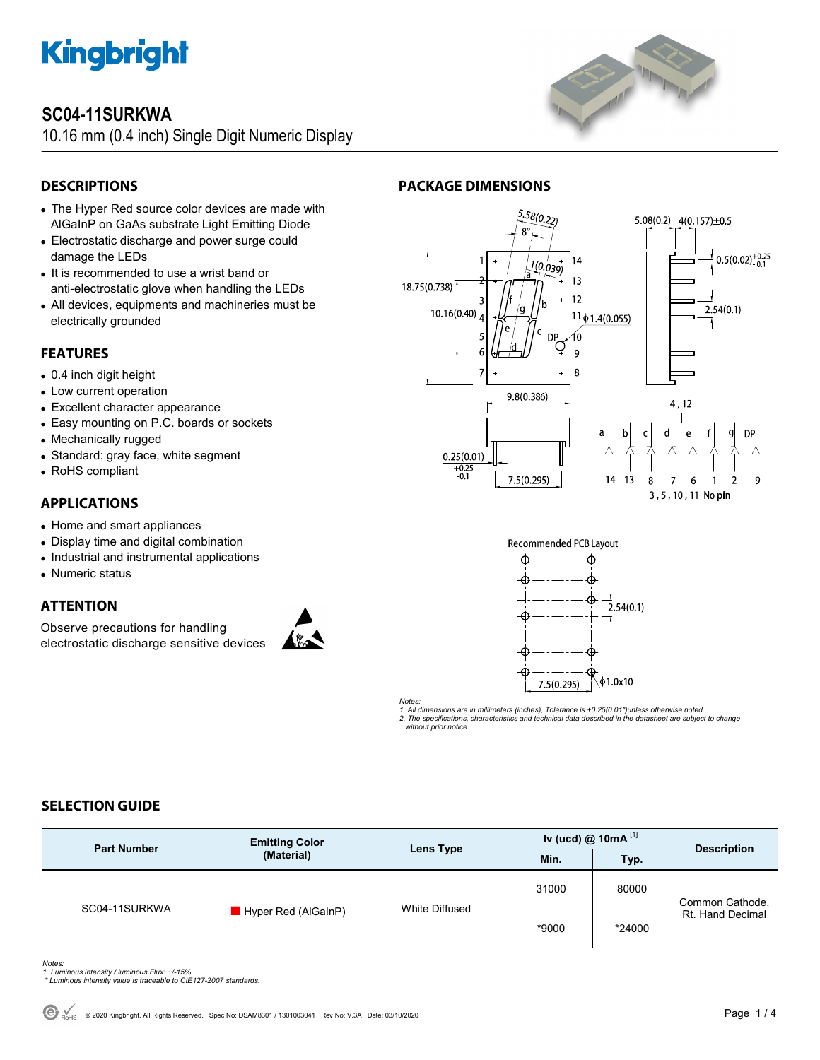# SC04-11SURKWA

10.16 mm (0.4 inch) Single Digit Numeric Display

## DESCRIPTIONS

- The Hyper Red source color devices are made with AlGaInP on GaAs substrate Light Emitting Diode
- Electrostatic discharge and power surge could damage the LEDs
- It is recommended to use a wrist band or anti-electrostatic glove when handling the LEDs
- All devices, equipments and machineries must be electrically grounded

## FEATURES

- 0.4 inch digit height
- Low current operation
- Excellent character appearance
- Easy mounting on P.C. boards or sockets
- Mechanically rugged
- Standard: gray face, white segment
- RoHS compliant

## APPLICATIONS

- Home and smart appliances
- Display time and digital combination
- Industrial and instrumental applications
- Numeric status

## ATTENTION

Observe precautions for handling electrostatic discharge sensitive devices

## PACKAGE DIMENSIONS

Recommended PCB Layout

*Notes:*
*1. All dimensions are in millimeters (inches), Tolerance is ±0.25(0.01")unless otherwise noted.*
*2. The specifications, characteristics and technical data described in the datasheet are subject to change without prior notice.*

## SELECTION GUIDE

| Part Number | Emitting Color (Material) | Lens Type | Iv (ucd) @ 10mA [1] | | Description |
|---|---|---|---|---|---|
| | | | Min. | Typ. | |
| SC04-11SURKWA | Hyper Red (AlGaInP) | White Diffused | 31000 | 80000 | Common Cathode, Rt. Hand Decimal |
| | | | *9000 | *24000 | |

*Notes:*
*1. Luminous intensity / luminous Flux: +/-15%.*
*\* Luminous intensity value is traceable to CIE127-2007 standards.*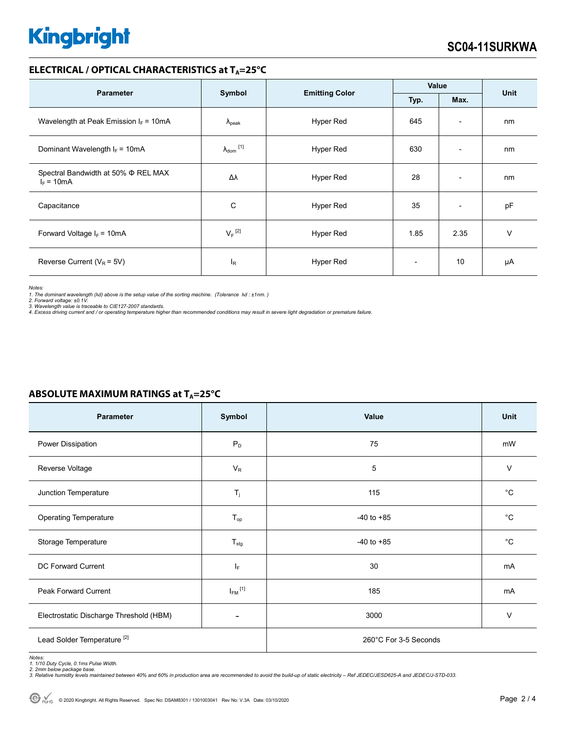## ELECTRICAL / OPTICAL CHARACTERISTICS at $T_A$=25°C

| Parameter | Symbol | Emitting Color | Value | | Unit |
|---|---|---|---|---|---|
| | | | Typ. | Max. | |
| Wavelength at Peak Emission $I_F$ = 10mA | $\lambda_{peak}$ | Hyper Red | 645 | - | nm |
| Dominant Wavelength $I_F$ = 10mA | $\lambda_{dom}$ [1] | Hyper Red | 630 | - | nm |
| Spectral Bandwidth at 50% Φ REL MAX $I_F$ = 10mA | Δλ | Hyper Red | 28 | - | nm |
| Capacitance | C | Hyper Red | 35 | - | pF |
| Forward Voltage $I_F$ = 10mA | $V_F$ [2] | Hyper Red | 1.85 | 2.35 | V |
| Reverse Current ($V_R$ = 5V) | $I_R$ | Hyper Red | - | 10 | μA |

*Notes:*
*1. The dominant wavelength (λd) above is the setup value of the sorting machine. (Tolerance λd : ±1nm. )*
*2. Forward voltage: ±0.1V.*
*3. Wavelength value is traceable to CIE127-2007 standards.*
*4. Excess driving current and / or operating temperature higher than recommended conditions may result in severe light degradation or premature failure.*

## ABSOLUTE MAXIMUM RATINGS at $T_A$=25°C

| Parameter | Symbol | Value | Unit |
|---|---|---|---|
| Power Dissipation | $P_D$ | 75 | mW |
| Reverse Voltage | $V_R$ | 5 | V |
| Junction Temperature | $T_j$ | 115 | °C |
| Operating Temperature | $T_{op}$ | -40 to +85 | °C |
| Storage Temperature | $T_{stg}$ | -40 to +85 | °C |
| DC Forward Current | $I_F$ | 30 | mA |
| Peak Forward Current | $I_{FM}$ [1] | 185 | mA |
| Electrostatic Discharge Threshold (HBM) | - | 3000 | V |
| Lead Solder Temperature [2] | | 260°C For 3-5 Seconds | |

*Notes:*
*1. 1/10 Duty Cycle, 0.1ms Pulse Width.*
*2. 2mm below package base.*
*3. Relative humidity levels maintained between 40% and 60% in production area are recommended to avoid the build-up of static electricity – Ref JEDEC/JESD625-A and JEDEC/J-STD-033.*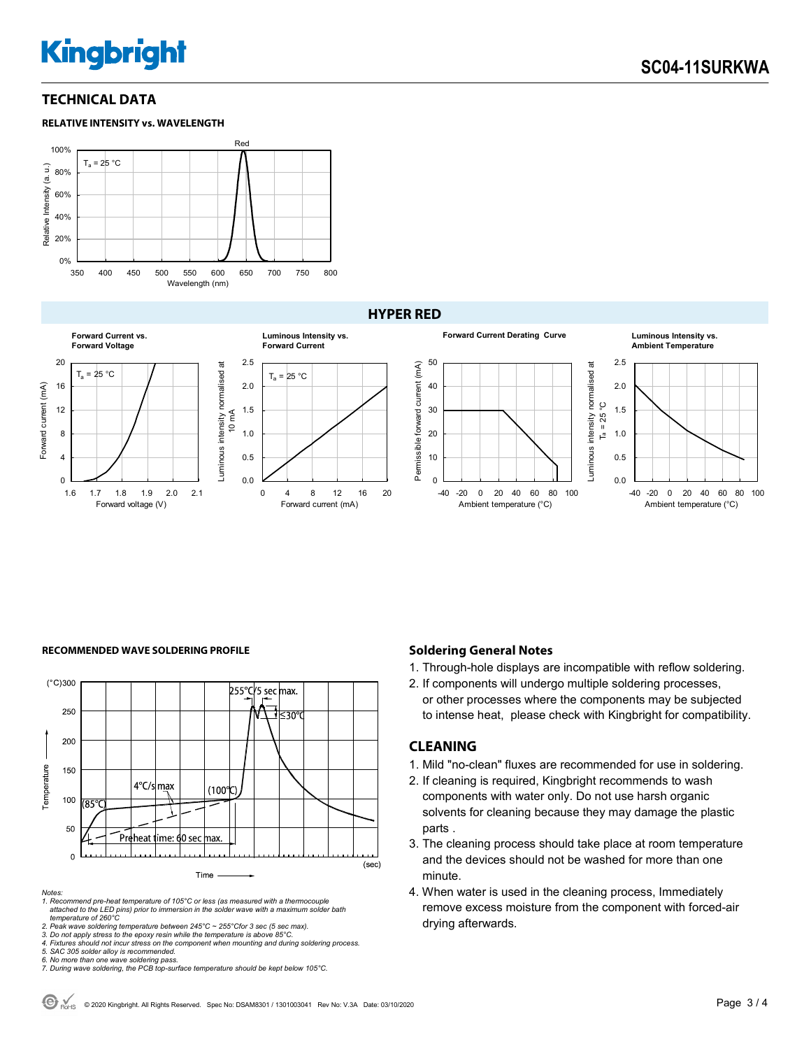## TECHNICAL DATA

### RELATIVE INTENSITY vs. WAVELENGTH

## HYPER RED

### RECOMMENDED WAVE SOLDERING PROFILE

Notes:
1. Recommend pre-heat temperature of 105°C or less (as measured with a thermocouple attached to the LED pins) prior to immersion in the solder wave with a maximum solder bath temperature of 260°C
2. Peak wave soldering temperature between 245°C ~ 255°Cfor 3 sec (5 sec max).
3. Do not apply stress to the epoxy resin while the temperature is above 85°C.
4. Fixtures should not incur stress on the component when mounting and during soldering process.
5. SAC 305 solder alloy is recommended.
6. No more than one wave soldering pass.
7. During wave soldering, the PCB top-surface temperature should be kept below 105°C.

### Soldering General Notes

1. Through-hole displays are incompatible with reflow soldering.
2. If components will undergo multiple soldering processes, or other processes where the components may be subjected to intense heat, please check with Kingbright for compatibility.

## CLEANING

1. Mild "no-clean" fluxes are recommended for use in soldering.
2. If cleaning is required, Kingbright recommends to wash components with water only. Do not use harsh organic solvents for cleaning because they may damage the plastic parts .
3. The cleaning process should take place at room temperature and the devices should not be washed for more than one minute.
4. When water is used in the cleaning process, Immediately remove excess moisture from the component with forced-air drying afterwards.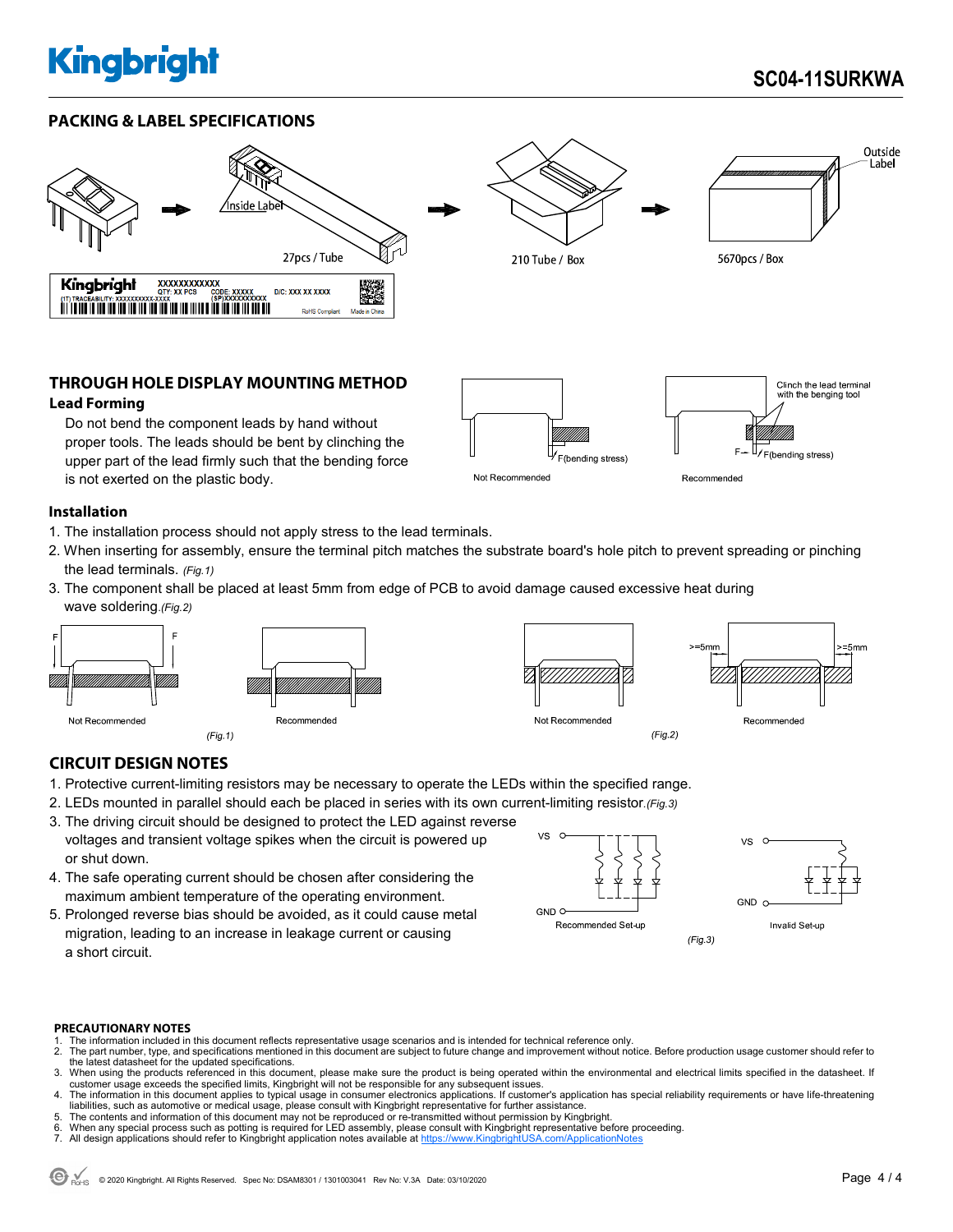## PACKING & LABEL SPECIFICATIONS

Inside Label

27pcs / Tube

210 Tube / Box

5670pcs / Box

Outside Label

## THROUGH HOLE DISPLAY MOUNTING METHOD

### Lead Forming

Do not bend the component leads by hand without proper tools. The leads should be bent by clinching the upper part of the lead firmly such that the bending force is not exerted on the plastic body.

F(bending stress)

Not Recommended

Clinch the lead terminal with the benging tool

F

F(bending stress)

Recommended

### Installation

1. The installation process should not apply stress to the lead terminals.
2. When inserting for assembly, ensure the terminal pitch matches the substrate board's hole pitch to prevent spreading or pinching the lead terminals. *(Fig.1)*
3. The component shall be placed at least 5mm from edge of PCB to avoid damage caused excessive heat during wave soldering.*(Fig.2)*

F F

Not Recommended

Recommended

*(Fig.1)*

Not Recommended

>=5mm >=5mm

Recommended

*(Fig.2)*

## CIRCUIT DESIGN NOTES

1. Protective current-limiting resistors may be necessary to operate the LEDs within the specified range.
2. LEDs mounted in parallel should each be placed in series with its own current-limiting resistor.*(Fig.3)*
3. The driving circuit should be designed to protect the LED against reverse voltages and transient voltage spikes when the circuit is powered up or shut down.
4. The safe operating current should be chosen after considering the maximum ambient temperature of the operating environment.
5. Prolonged reverse bias should be avoided, as it could cause metal migration, leading to an increase in leakage current or causing a short circuit.

VS

GND

Recommended Set-up

VS

GND

Invalid Set-up

*(Fig.3)*

### PRECAUTIONARY NOTES

1. The information included in this document reflects representative usage scenarios and is intended for technical reference only.
2. The part number, type, and specifications mentioned in this document are subject to future change and improvement without notice. Before production usage customer should refer to the latest datasheet for the updated specifications.
3. When using the products referenced in this document, please make sure the product is being operated within the environmental and electrical limits specified in the datasheet. If customer usage exceeds the specified limits, Kingbright will not be responsible for any subsequent issues.
4. The information in this document applies to typical usage in consumer electronics applications. If customer's application has special reliability requirements or have life-threatening liabilities, such as automotive or medical usage, please consult with Kingbright representative for further assistance.
5. The contents and information of this document may not be reproduced or re-transmitted without permission by Kingbright.
6. When any special process such as potting is required for LED assembly, please consult with Kingbright representative before proceeding.
7. All design applications should refer to Kingbright application notes available at https://www.KingbrightUSA.com/ApplicationNotes